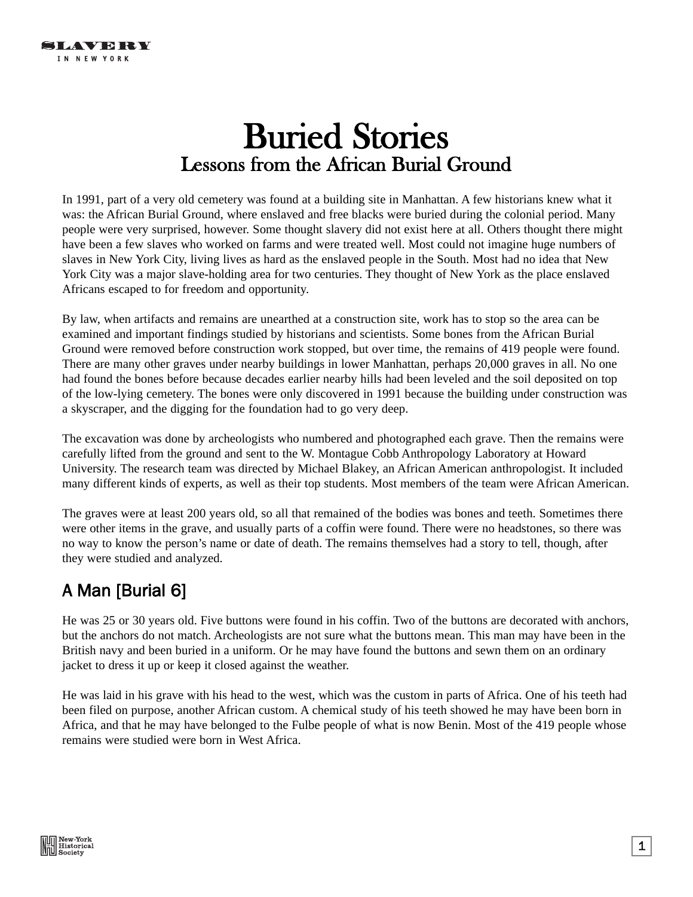# Buried Stories

## Lessons from the African Burial Ground

In 1991, part of a very old cemetery was found at a building site in Manhattan. A few historians knew what it was: the African Burial Ground, where enslaved and free blacks were buried during the colonial period. Many people were very surprised, however. Some thought slavery did not exist here at all. Others thought there might have been a few slaves who worked on farms and were treated well. Most could not imagine huge numbers of slaves in New York City, living lives as hard as the enslaved people in the South. Most had no idea that New York City was a major slave-holding area for two centuries. They thought of New York as the place enslaved Africans escaped to for freedom and opportunity.

By law, when artifacts and remains are unearthed at a construction site, work has to stop so the area can be examined and important findings studied by historians and scientists. Some bones from the African Burial Ground were removed before construction work stopped, but over time, the remains of 419 people were found. There are many other graves under nearby buildings in lower Manhattan, perhaps 20,000 graves in all. No one had found the bones before because decades earlier nearby hills had been leveled and the soil deposited on top of the low-lying cemetery. The bones were only discovered in 1991 because the building under construction was a skyscraper, and the digging for the foundation had to go very deep.

The excavation was done by archeologists who numbered and photographed each grave. Then the remains were carefully lifted from the ground and sent to the W. Montague Cobb Anthropology Laboratory at Howard University. The research team was directed by Michael Blakey, an African American anthropologist. It included many different kinds of experts, as well as their top students. Most members of the team were African American.

The graves were at least 200 years old, so all that remained of the bodies was bones and teeth. Sometimes there were other items in the grave, and usually parts of a coffin were found. There were no headstones, so there was no way to know the person's name or date of death. The remains themselves had a story to tell, though, after they were studied and analyzed.

### A Man [Burial 6]

He was 25 or 30 years old. Five buttons were found in his coffin. Two of the buttons are decorated with anchors, but the anchors do not match. Archeologists are not sure what the buttons mean. This man may have been in the British navy and been buried in a uniform. Or he may have found the buttons and sewn them on an ordinary jacket to dress it up or keep it closed against the weather.

He was laid in his grave with his head to the west, which was the custom in parts of Africa. One of his teeth had been filed on purpose, another African custom. A chemical study of his teeth showed he may have been born in Africa, and that he may have belonged to the Fulbe people of what is now Benin. Most of the 419 people whose remains were studied were born in West Africa.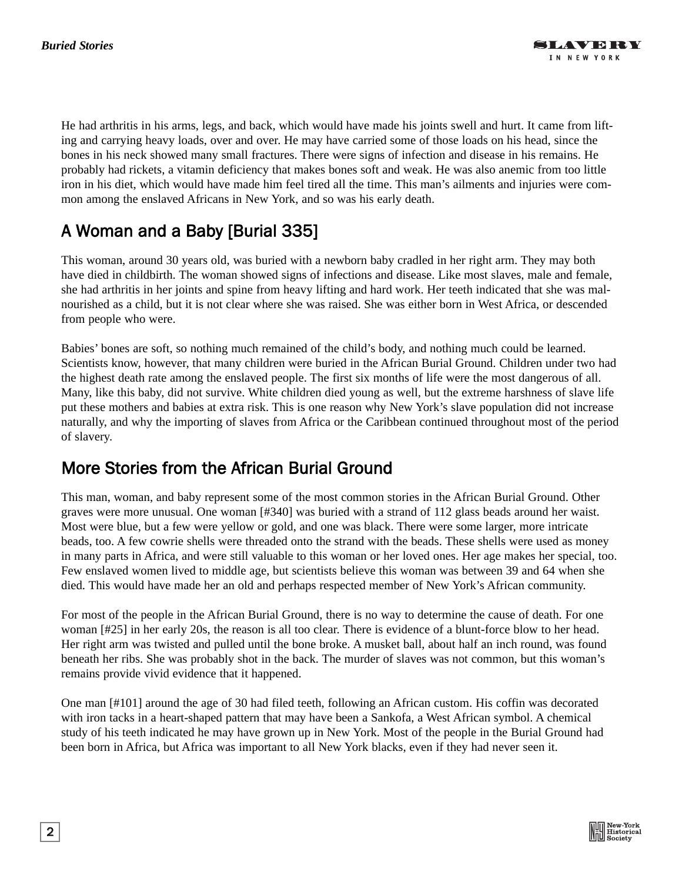He had arthritis in his arms, legs, and back, which would have made his joints swell and hurt. It came from lifting and carrying heavy loads, over and over. He may have carried some of those loads on his head, since the bones in his neck showed many small fractures. There were signs of infection and disease in his remains. He probably had rickets, a vitamin deficiency that makes bones soft and weak. He was also anemic from too little iron in his diet, which would have made him feel tired all the time. This man's ailments and injuries were common among the enslaved Africans in New York, and so was his early death.

## A Woman and a Baby [Burial 335]

This woman, around 30 years old, was buried with a newborn baby cradled in her right arm. They may both have died in childbirth. The woman showed signs of infections and disease. Like most slaves, male and female, she had arthritis in her joints and spine from heavy lifting and hard work. Her teeth indicated that she was malnourished as a child, but it is not clear where she was raised. She was either born in West Africa, or descended from people who were.

Babies' bones are soft, so nothing much remained of the child's body, and nothing much could be learned. Scientists know, however, that many children were buried in the African Burial Ground. Children under two had the highest death rate among the enslaved people. The first six months of life were the most dangerous of all. Many, like this baby, did not survive. White children died young as well, but the extreme harshness of slave life put these mothers and babies at extra risk. This is one reason why New York's slave population did not increase naturally, and why the importing of slaves from Africa or the Caribbean continued throughout most of the period of slavery.

## More Stories from the African Burial Ground

This man, woman, and baby represent some of the most common stories in the African Burial Ground. Other graves were more unusual. One woman [#340] was buried with a strand of 112 glass beads around her waist. Most were blue, but a few were yellow or gold, and one was black. There were some larger, more intricate beads, too. A few cowrie shells were threaded onto the strand with the beads. These shells were used as money in many parts in Africa, and were still valuable to this woman or her loved ones. Her age makes her special, too. Few enslaved women lived to middle age, but scientists believe this woman was between 39 and 64 when she died. This would have made her an old and perhaps respected member of New York's African community.

For most of the people in the African Burial Ground, there is no way to determine the cause of death. For one woman [#25] in her early 20s, the reason is all too clear. There is evidence of a blunt-force blow to her head. Her right arm was twisted and pulled until the bone broke. A musket ball, about half an inch round, was found beneath her ribs. She was probably shot in the back. The murder of slaves was not common, but this woman's remains provide vivid evidence that it happened.

One man [#101] around the age of 30 had filed teeth, following an African custom. His coffin was decorated with iron tacks in a heart-shaped pattern that may have been a Sankofa, a West African symbol. A chemical study of his teeth indicated he may have grown up in New York. Most of the people in the Burial Ground had been born in Africa, but Africa was important to all New York blacks, even if they had never seen it.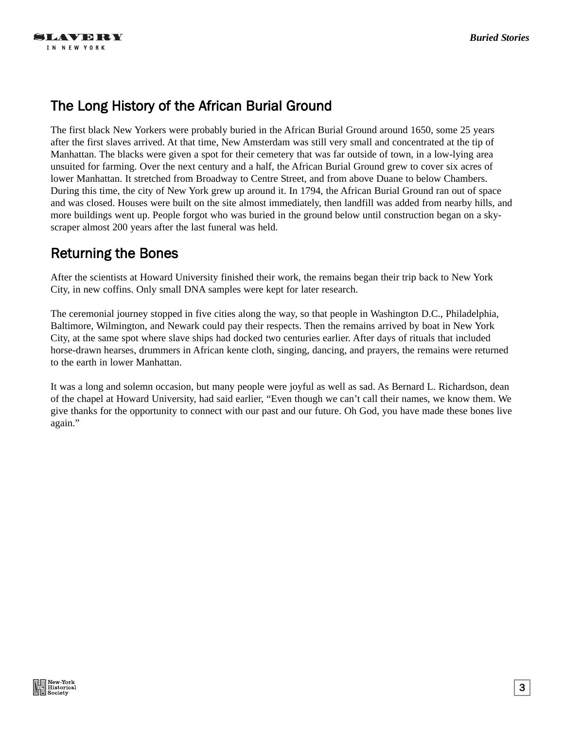## The Long History of the African Burial Ground

The first black New Yorkers were probably buried in the African Burial Ground around 1650, some 25 years after the first slaves arrived. At that time, New Amsterdam was still very small and concentrated at the tip of Manhattan. The blacks were given a spot for their cemetery that was far outside of town, in a low-lying area unsuited for farming. Over the next century and a half, the African Burial Ground grew to cover six acres of lower Manhattan. It stretched from Broadway to Centre Street, and from above Duane to below Chambers. During this time, the city of New York grew up around it. In 1794, the African Burial Ground ran out of space and was closed. Houses were built on the site almost immediately, then landfill was added from nearby hills, and more buildings went up. People forgot who was buried in the ground below until construction began on a sky-scraper almost 200 years after the last funeral was held.

## Returning the Bones

After the scientists at Howard University finished their work, the remains began their trip back to New York City, in new coffins. Only small DNA samples were kept for later research.

The ceremonial journey stopped in five cities along the way, so that people in Washington D.C., Philadelphia, Baltimore, Wilmington, and Newark could pay their respects. Then the remains arrived by boat in New York City, at the same spot where slave ships had docked two centuries earlier. After days of rituals that included horse-drawn hearses, drummers in African kente cloth, singing, dancing, and prayers, the remains were returned to the earth in lower Manhattan.

It was a long and solemn occasion, but many people were joyful as well as sad. As Bernard L. Richardson, dean of the chapel at Howard University, had said earlier, "Even though we can't call their names, we know them. We give thanks for the opportunity to connect with our past and our future. Oh God, you have made these bones live again."